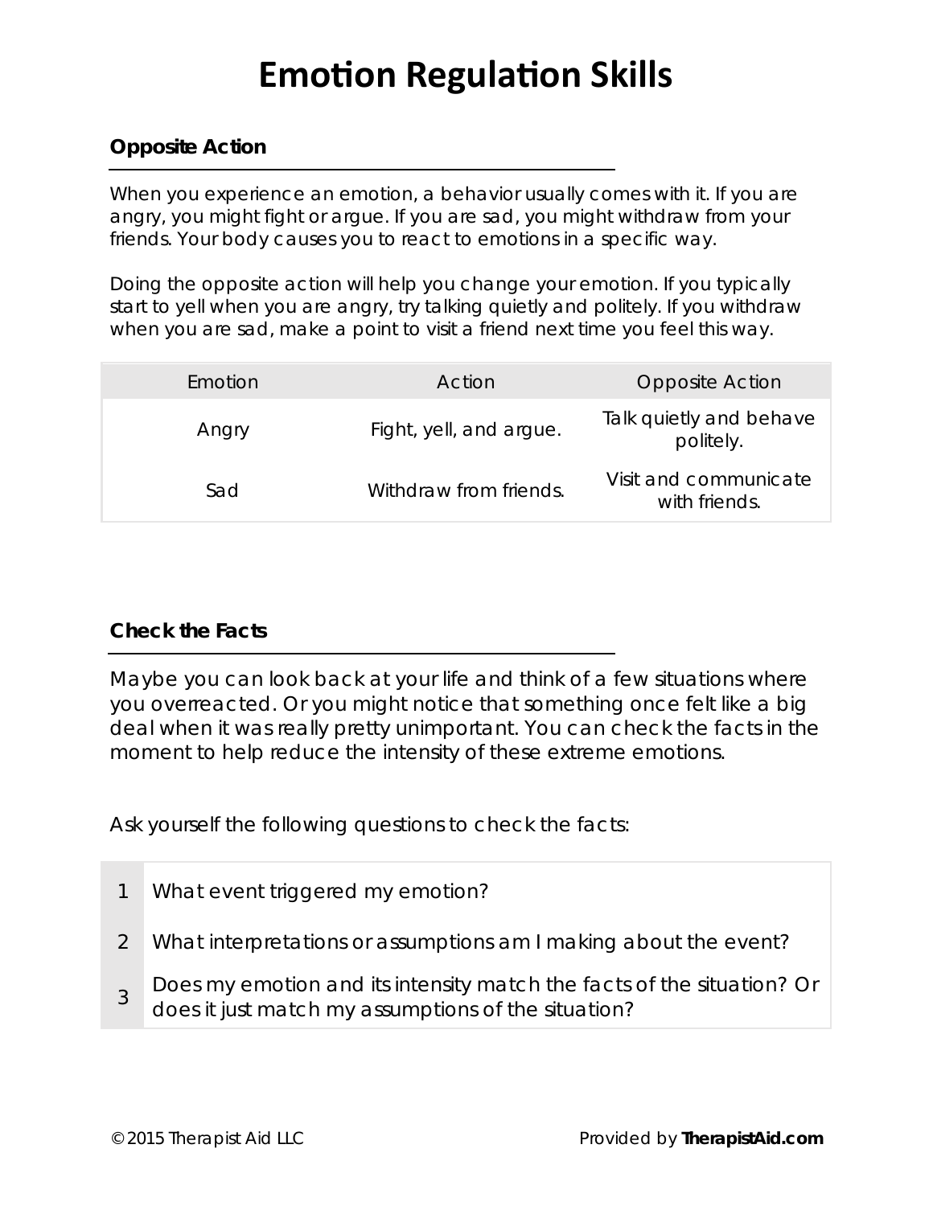# Emotion Regulation Skills

## Opposite Action

When you experience an emotion, a behavior usually comes with it. If you are angry, you might fight or argue. If you are sad, you might withdraw from your friends. Your body causes you to react to emotions in a specific way.

Doing the opposite action will help you change your emotion. If you typically start to yell when you are angry, try talking quietly and politely. If you withdraw when you are sad, make a point to visit a friend next time you feel this way.

| Emotion | Action | Opposite Action |
| --- | --- | --- |
| Angry | Fight, yell, and argue. | Talk quietly and behave politely. |
| Sad | Withdraw from friends. | Visit and communicate with friends. |

## Check the Facts

Maybe you can look back at your life and think of a few situations where you overreacted. Or you might notice that something once felt like a big deal when it was really pretty unimportant. You can check the facts in the moment to help reduce the intensity of these extreme emotions.

Ask yourself the following questions to check the facts:

| | |
| --- | --- |
| 1 | What event triggered my emotion? |
| 2 | What interpretations or assumptions am I making about the event? |
| 3 | Does my emotion and its intensity match the facts of the situation? Or does it just match my assumptions of the situation? |

© 2015 Therapist Aid LLC

Provided by **TherapistAid.com**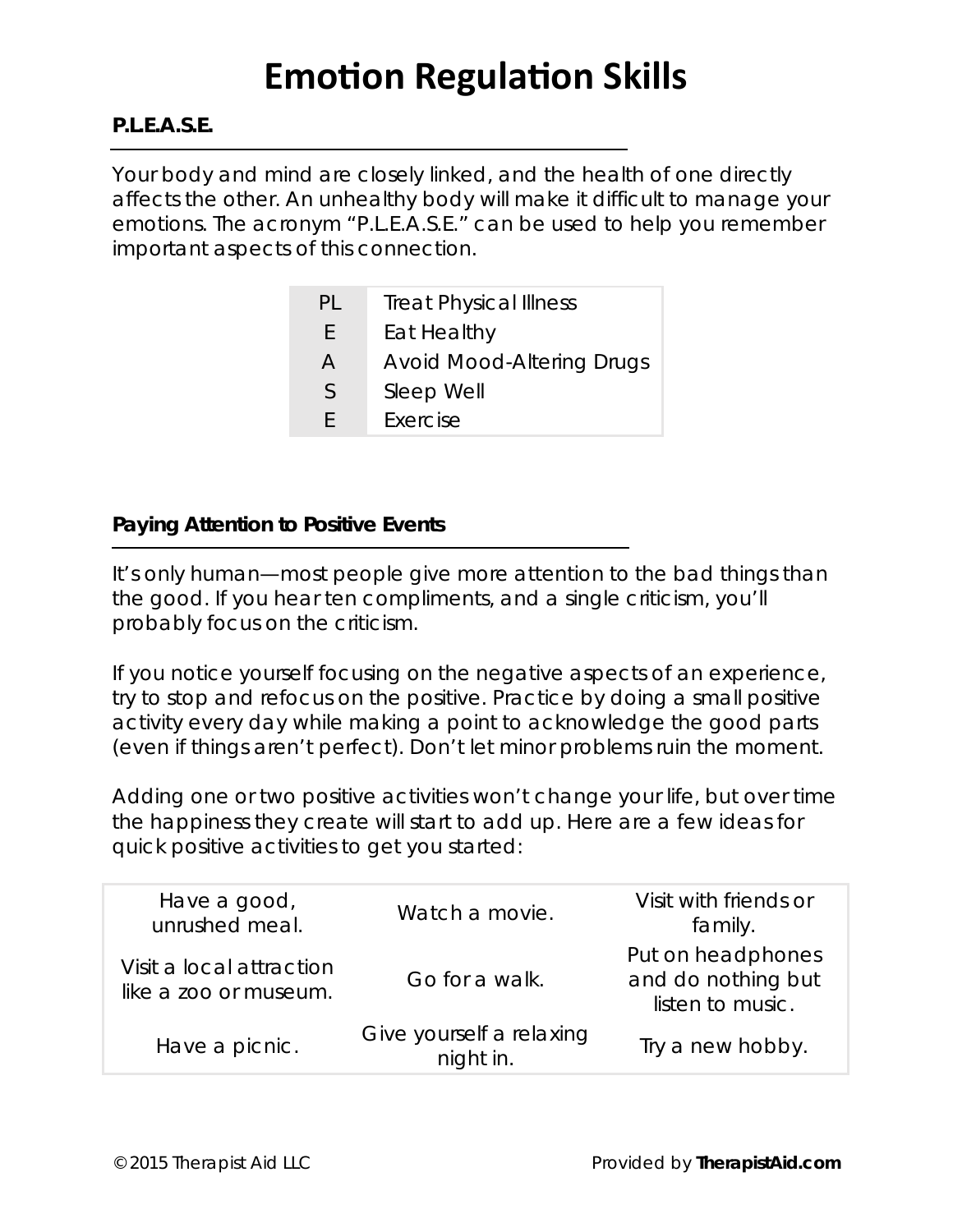# Emotion Regulation Skills

### P.L.E.A.S.E.

Your body and mind are closely linked, and the health of one directly affects the other. An unhealthy body will make it difficult to manage your emotions. The acronym "P.L.E.A.S.E." can be used to help you remember important aspects of this connection.

| | |
|---|---|
| PL | Treat Physical Illness |
| E | Eat Healthy |
| A | Avoid Mood-Altering Drugs |
| S | Sleep Well |
| E | Exercise |

### Paying Attention to Positive Events

It's only human—most people give more attention to the bad things than the good. If you hear ten compliments, and a single criticism, you'll probably focus on the criticism.

If you notice yourself focusing on the negative aspects of an experience, try to stop and refocus on the positive. Practice by doing a small positive activity every day while making a point to acknowledge the good parts (even if things aren't perfect). Don't let minor problems ruin the moment.

Adding one or two positive activities won't change your life, but over time the happiness they create will start to add up. Here are a few ideas for quick positive activities to get you started:

| | | |
|---|---|---|
| Have a good, unrushed meal. | Watch a movie. | Visit with friends or family. |
| Visit a local attraction like a zoo or museum. | Go for a walk. | Put on headphones and do nothing but listen to music. |
| Have a picnic. | Give yourself a relaxing night in. | Try a new hobby. |

© 2015 Therapist Aid LLC Provided by **TherapistAid.com**